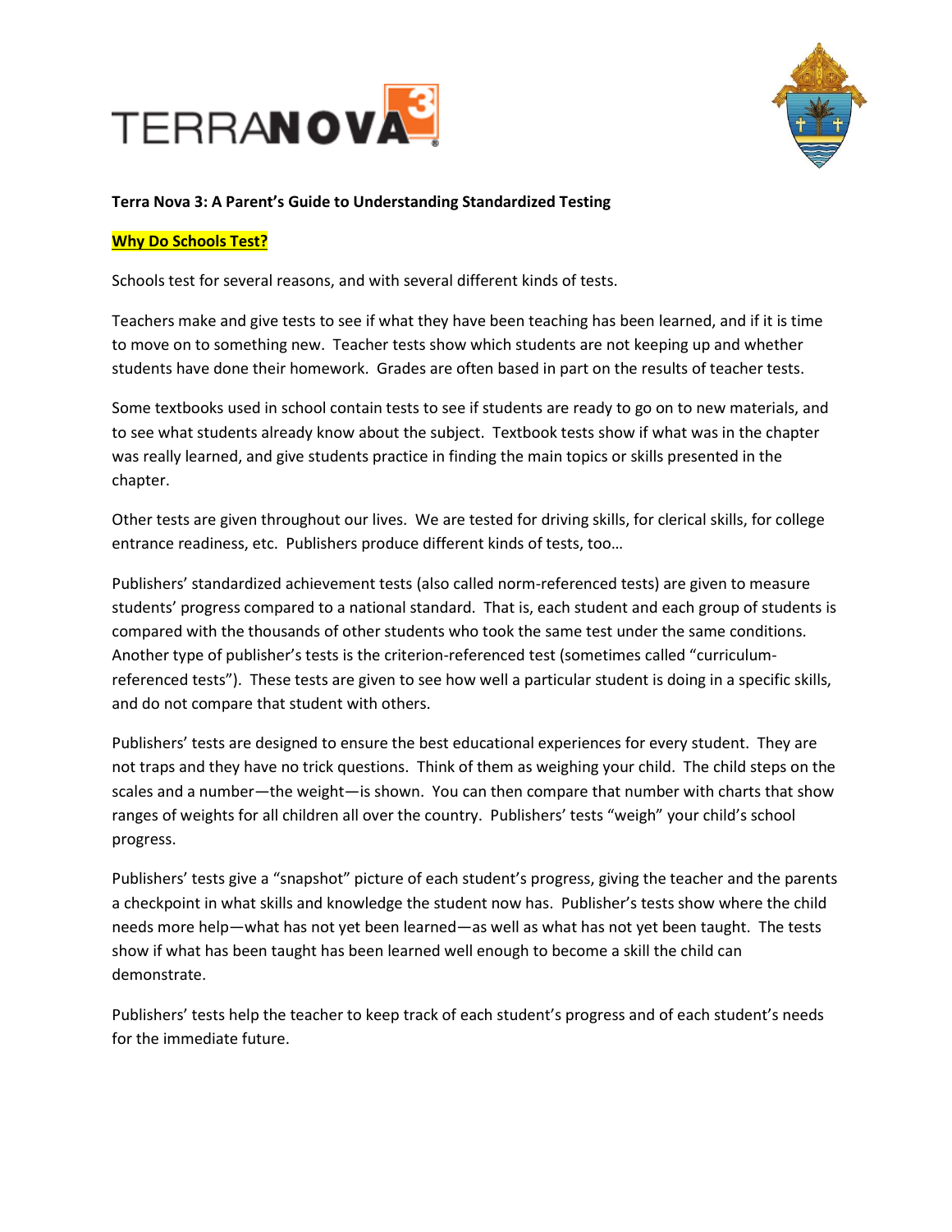# Terra Nova 3: A Parent's Guide to Understanding Standardized Testing

## Why Do Schools Test?

Schools test for several reasons, and with several different kinds of tests.

Teachers make and give tests to see if what they have been teaching has been learned, and if it is time to move on to something new. Teacher tests show which students are not keeping up and whether students have done their homework. Grades are often based in part on the results of teacher tests.

Some textbooks used in school contain tests to see if students are ready to go on to new materials, and to see what students already know about the subject. Textbook tests show if what was in the chapter was really learned, and give students practice in finding the main topics or skills presented in the chapter.

Other tests are given throughout our lives. We are tested for driving skills, for clerical skills, for college entrance readiness, etc. Publishers produce different kinds of tests, too…

Publishers' standardized achievement tests (also called norm-referenced tests) are given to measure students' progress compared to a national standard. That is, each student and each group of students is compared with the thousands of other students who took the same test under the same conditions. Another type of publisher's tests is the criterion-referenced test (sometimes called "curriculum-referenced tests"). These tests are given to see how well a particular student is doing in a specific skills, and do not compare that student with others.

Publishers' tests are designed to ensure the best educational experiences for every student. They are not traps and they have no trick questions. Think of them as weighing your child. The child steps on the scales and a number—the weight—is shown. You can then compare that number with charts that show ranges of weights for all children all over the country. Publishers' tests "weigh" your child's school progress.

Publishers' tests give a "snapshot" picture of each student's progress, giving the teacher and the parents a checkpoint in what skills and knowledge the student now has. Publisher's tests show where the child needs more help—what has not yet been learned—as well as what has not yet been taught. The tests show if what has been taught has been learned well enough to become a skill the child can demonstrate.

Publishers' tests help the teacher to keep track of each student's progress and of each student's needs for the immediate future.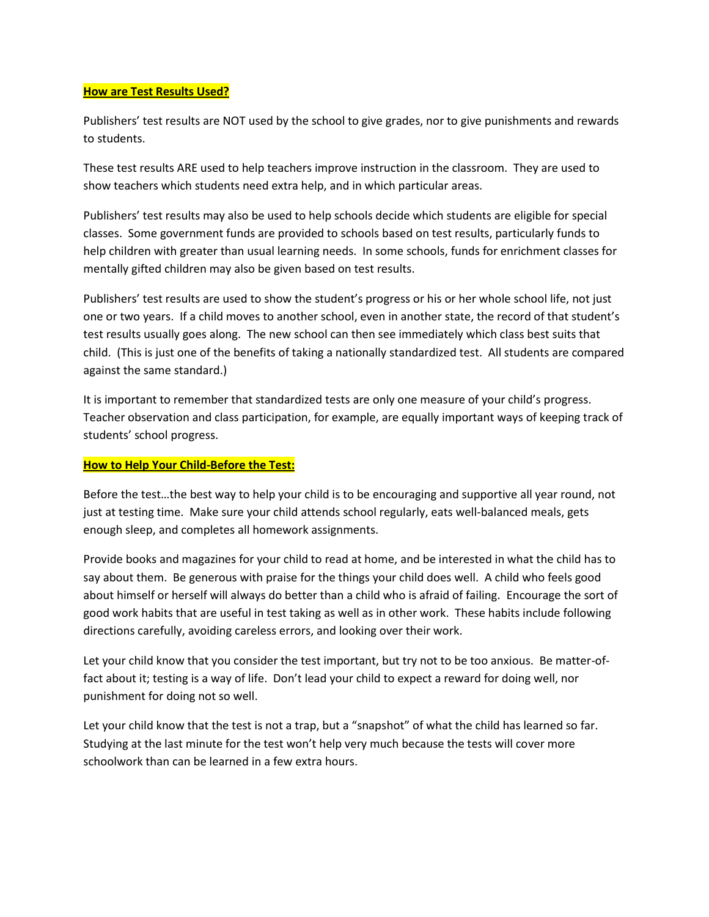**How are Test Results Used?**

Publishers' test results are NOT used by the school to give grades, nor to give punishments and rewards to students.

These test results ARE used to help teachers improve instruction in the classroom. They are used to show teachers which students need extra help, and in which particular areas.

Publishers' test results may also be used to help schools decide which students are eligible for special classes. Some government funds are provided to schools based on test results, particularly funds to help children with greater than usual learning needs. In some schools, funds for enrichment classes for mentally gifted children may also be given based on test results.

Publishers' test results are used to show the student's progress or his or her whole school life, not just one or two years. If a child moves to another school, even in another state, the record of that student's test results usually goes along. The new school can then see immediately which class best suits that child. (This is just one of the benefits of taking a nationally standardized test. All students are compared against the same standard.)

It is important to remember that standardized tests are only one measure of your child's progress. Teacher observation and class participation, for example, are equally important ways of keeping track of students' school progress.

**How to Help Your Child-Before the Test:**

Before the test…the best way to help your child is to be encouraging and supportive all year round, not just at testing time. Make sure your child attends school regularly, eats well-balanced meals, gets enough sleep, and completes all homework assignments.

Provide books and magazines for your child to read at home, and be interested in what the child has to say about them. Be generous with praise for the things your child does well. A child who feels good about himself or herself will always do better than a child who is afraid of failing. Encourage the sort of good work habits that are useful in test taking as well as in other work. These habits include following directions carefully, avoiding careless errors, and looking over their work.

Let your child know that you consider the test important, but try not to be too anxious. Be matter-of-fact about it; testing is a way of life. Don't lead your child to expect a reward for doing well, nor punishment for doing not so well.

Let your child know that the test is not a trap, but a "snapshot" of what the child has learned so far. Studying at the last minute for the test won't help very much because the tests will cover more schoolwork than can be learned in a few extra hours.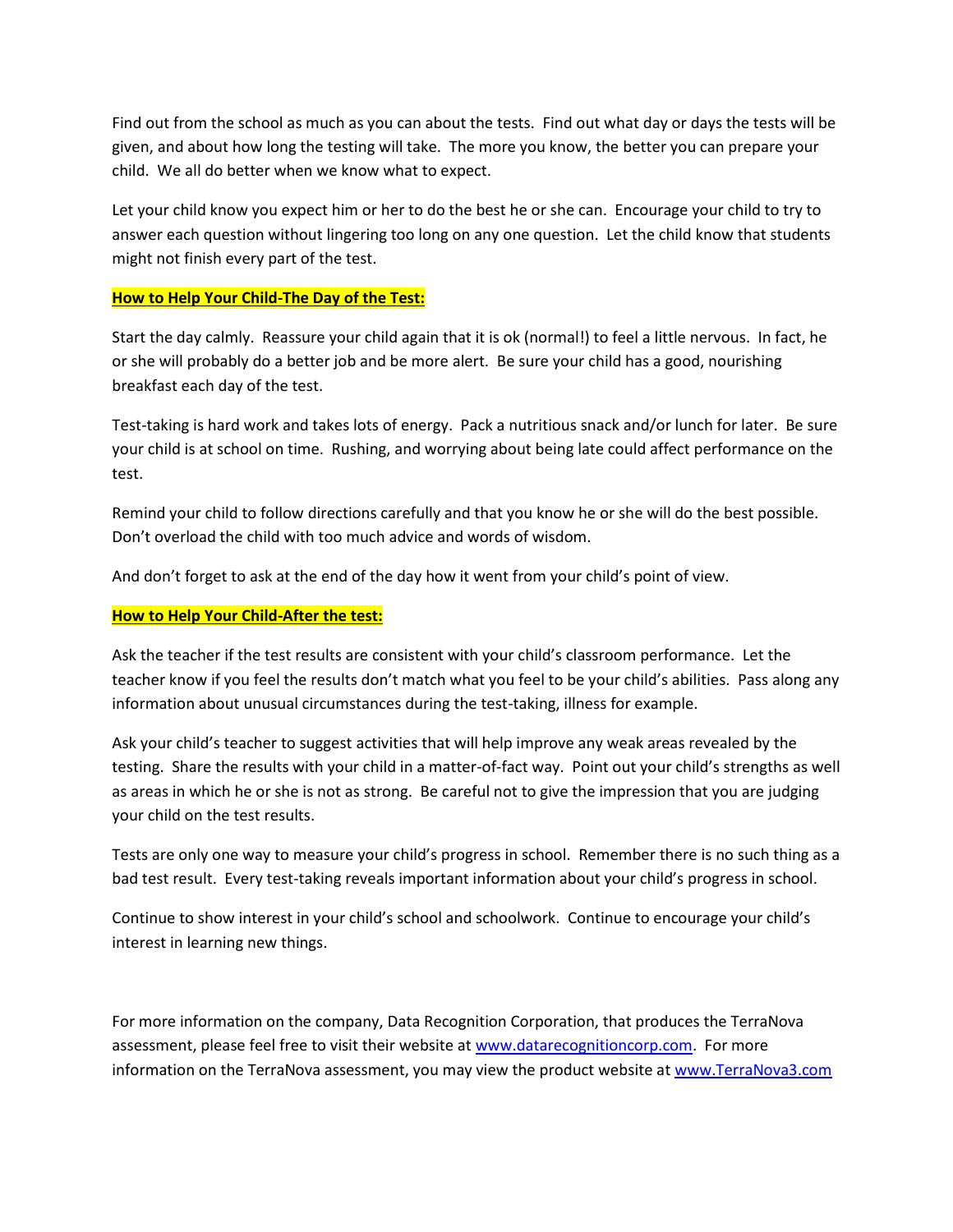Find out from the school as much as you can about the tests. Find out what day or days the tests will be given, and about how long the testing will take. The more you know, the better you can prepare your child. We all do better when we know what to expect.

Let your child know you expect him or her to do the best he or she can. Encourage your child to try to answer each question without lingering too long on any one question. Let the child know that students might not finish every part of the test.

**How to Help Your Child-The Day of the Test:**

Start the day calmly. Reassure your child again that it is ok (normal!) to feel a little nervous. In fact, he or she will probably do a better job and be more alert. Be sure your child has a good, nourishing breakfast each day of the test.

Test-taking is hard work and takes lots of energy. Pack a nutritious snack and/or lunch for later. Be sure your child is at school on time. Rushing, and worrying about being late could affect performance on the test.

Remind your child to follow directions carefully and that you know he or she will do the best possible. Don't overload the child with too much advice and words of wisdom.

And don't forget to ask at the end of the day how it went from your child's point of view.

**How to Help Your Child-After the test:**

Ask the teacher if the test results are consistent with your child's classroom performance. Let the teacher know if you feel the results don't match what you feel to be your child's abilities. Pass along any information about unusual circumstances during the test-taking, illness for example.

Ask your child's teacher to suggest activities that will help improve any weak areas revealed by the testing. Share the results with your child in a matter-of-fact way. Point out your child's strengths as well as areas in which he or she is not as strong. Be careful not to give the impression that you are judging your child on the test results.

Tests are only one way to measure your child's progress in school. Remember there is no such thing as a bad test result. Every test-taking reveals important information about your child's progress in school.

Continue to show interest in your child's school and schoolwork. Continue to encourage your child's interest in learning new things.

For more information on the company, Data Recognition Corporation, that produces the TerraNova assessment, please feel free to visit their website at [www.datarecognitioncorp.com](http://www.datarecognitioncorp.com). For more information on the TerraNova assessment, you may view the product website at [www.TerraNova3.com](http://www.TerraNova3.com)